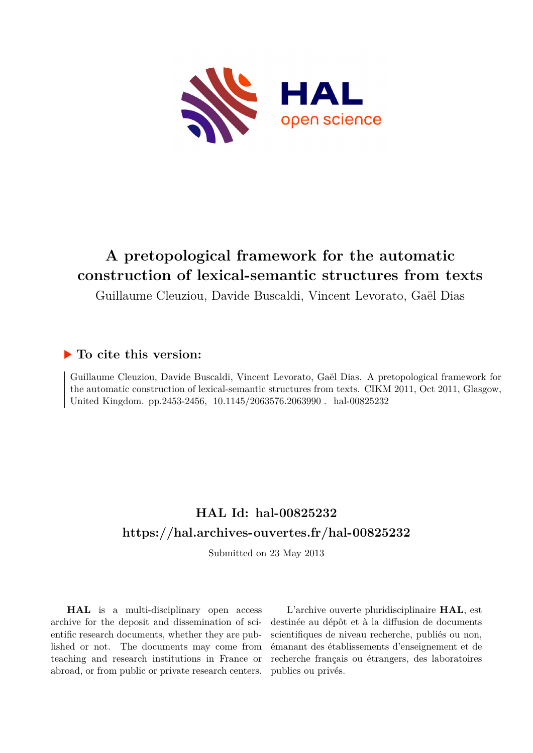# A pretopological framework for the automatic construction of lexical-semantic structures from texts

Guillaume Cleuziou, Davide Buscaldi, Vincent Levorato, Gaël Dias

## ▶ To cite this version:

Guillaume Cleuziou, Davide Buscaldi, Vincent Levorato, Gaël Dias. A pretopological framework for the automatic construction of lexical-semantic structures from texts. CIKM 2011, Oct 2011, Glasgow, United Kingdom. pp.2453-2456, 10.1145/2063576.2063990 . hal-00825232

## HAL Id: hal-00825232

## https://hal.archives-ouvertes.fr/hal-00825232

Submitted on 23 May 2013

**HAL** is a multi-disciplinary open access archive for the deposit and dissemination of scientific research documents, whether they are published or not. The documents may come from teaching and research institutions in France or abroad, or from public or private research centers.

L'archive ouverte pluridisciplinaire **HAL**, est destinée au dépôt et à la diffusion de documents scientifiques de niveau recherche, publiés ou non, émanant des établissements d'enseignement et de recherche français ou étrangers, des laboratoires publics ou privés.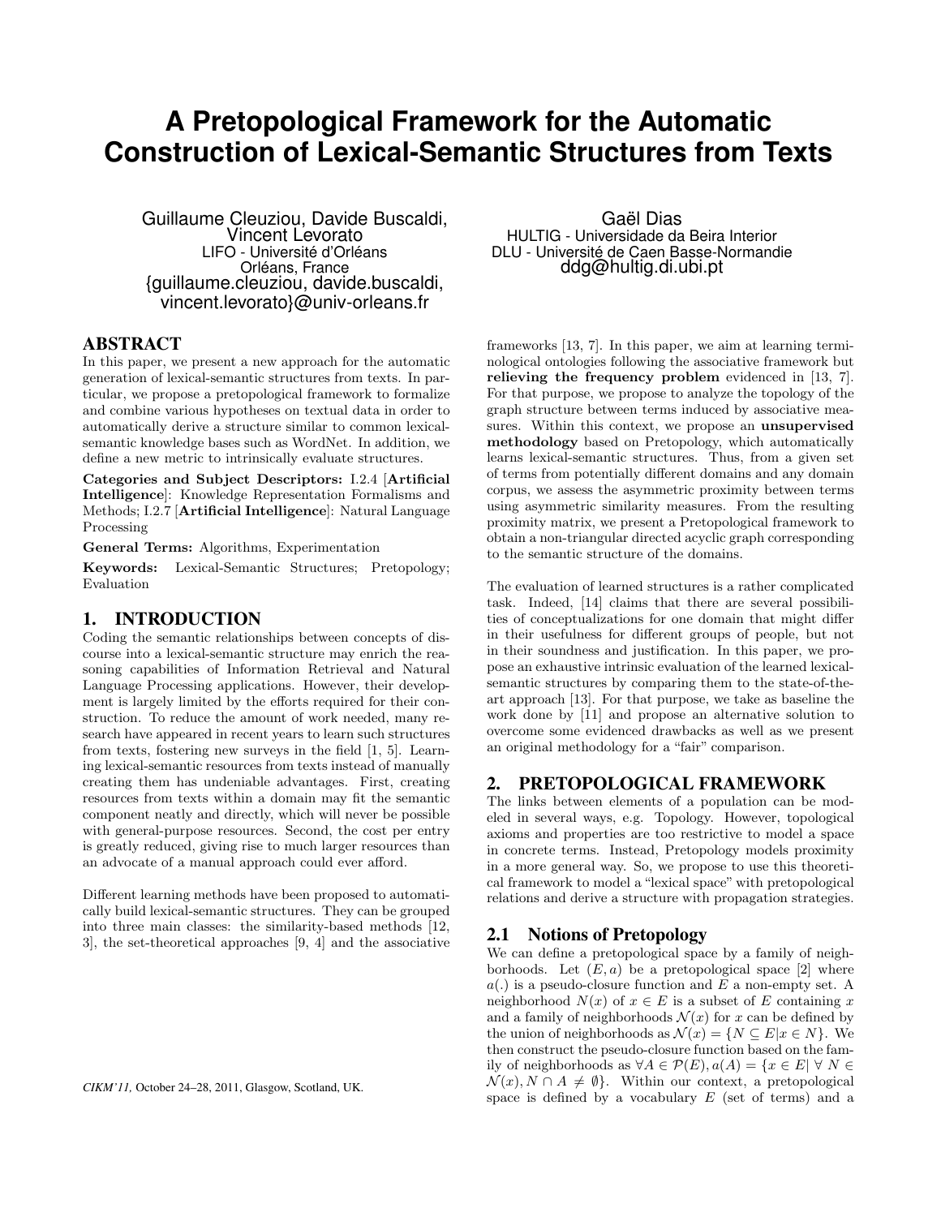# A Pretopological Framework for the Automatic Construction of Lexical-Semantic Structures from Texts

Guillaume Cleuziou, Davide Buscaldi, Vincent Levorato
LIFO - Université d'Orléans
Orléans, France
{guillaume.cleuziou, davide.buscaldi, vincent.levorato}@univ-orleans.fr

Gaël Dias
HULTIG - Universidade da Beira Interior
DLU - Université de Caen Basse-Normandie
ddg@hultig.di.ubi.pt

## ABSTRACT

In this paper, we present a new approach for the automatic generation of lexical-semantic structures from texts. In particular, we propose a pretopological framework to formalize and combine various hypotheses on textual data in order to automatically derive a structure similar to common lexical-semantic knowledge bases such as WordNet. In addition, we define a new metric to intrinsically evaluate structures.

**Categories and Subject Descriptors:** I.2.4 [**Artificial Intelligence**]: Knowledge Representation Formalisms and Methods; I.2.7 [**Artificial Intelligence**]: Natural Language Processing

**General Terms:** Algorithms, Experimentation

**Keywords:** Lexical-Semantic Structures; Pretopology; Evaluation

## 1. INTRODUCTION

Coding the semantic relationships between concepts of discourse into a lexical-semantic structure may enrich the reasoning capabilities of Information Retrieval and Natural Language Processing applications. However, their development is largely limited by the efforts required for their construction. To reduce the amount of work needed, many research have appeared in recent years to learn such structures from texts, fostering new surveys in the field [1, 5]. Learning lexical-semantic resources from texts instead of manually creating them has undeniable advantages. First, creating resources from texts within a domain may fit the semantic component neatly and directly, which will never be possible with general-purpose resources. Second, the cost per entry is greatly reduced, giving rise to much larger resources than an advocate of a manual approach could ever afford.

Different learning methods have been proposed to automatically build lexical-semantic structures. They can be grouped into three main classes: the similarity-based methods [12, 3], the set-theoretical approaches [9, 4] and the associative frameworks [13, 7]. In this paper, we aim at learning terminological ontologies following the associative framework but **relieving the frequency problem** evidenced in [13, 7]. For that purpose, we propose to analyze the topology of the graph structure between terms induced by associative measures. Within this context, we propose an **unsupervised methodology** based on Pretopology, which automatically learns lexical-semantic structures. Thus, from a given set of terms from potentially different domains and any domain corpus, we assess the asymmetric proximity between terms using asymmetric similarity measures. From the resulting proximity matrix, we present a Pretopological framework to obtain a non-triangular directed acyclic graph corresponding to the semantic structure of the domains.

The evaluation of learned structures is a rather complicated task. Indeed, [14] claims that there are several possibilities of conceptualizations for one domain that might differ in their usefulness for different groups of people, but not in their soundness and justification. In this paper, we propose an exhaustive intrinsic evaluation of the learned lexical-semantic structures by comparing them to the state-of-the-art approach [13]. For that purpose, we take as baseline the work done by [11] and propose an alternative solution to overcome some evidenced drawbacks as well as we present an original methodology for a "fair" comparison.

## 2. PRETOPOLOGICAL FRAMEWORK

The links between elements of a population can be modeled in several ways, e.g. Topology. However, topological axioms and properties are too restrictive to model a space in concrete terms. Instead, Pretopology models proximity in a more general way. So, we propose to use this theoretical framework to model a "lexical space" with pretopological relations and derive a structure with propagation strategies.

### 2.1 Notions of Pretopology

We can define a pretopological space by a family of neighborhoods. Let $(E, a)$ be a pretopological space [2] where $a(.)$ is a pseudo-closure function and $E$ a non-empty set. A neighborhood $N(x)$ of $x \in E$ is a subset of $E$ containing $x$ and a family of neighborhoods $\mathcal{N}(x)$ for $x$ can be defined by the union of neighborhoods as $\mathcal{N}(x) = \{N \subseteq E | x \in N\}$. We then construct the pseudo-closure function based on the family of neighborhoods as $\forall A \in \mathcal{P}(E), a(A) = \{x \in E | \ \forall N \in \mathcal{N}(x), N \cap A \neq \emptyset\}$. Within our context, a pretopological space is defined by a vocabulary $E$ (set of terms) and a

*CIKM'11,* October 24–28, 2011, Glasgow, Scotland, UK.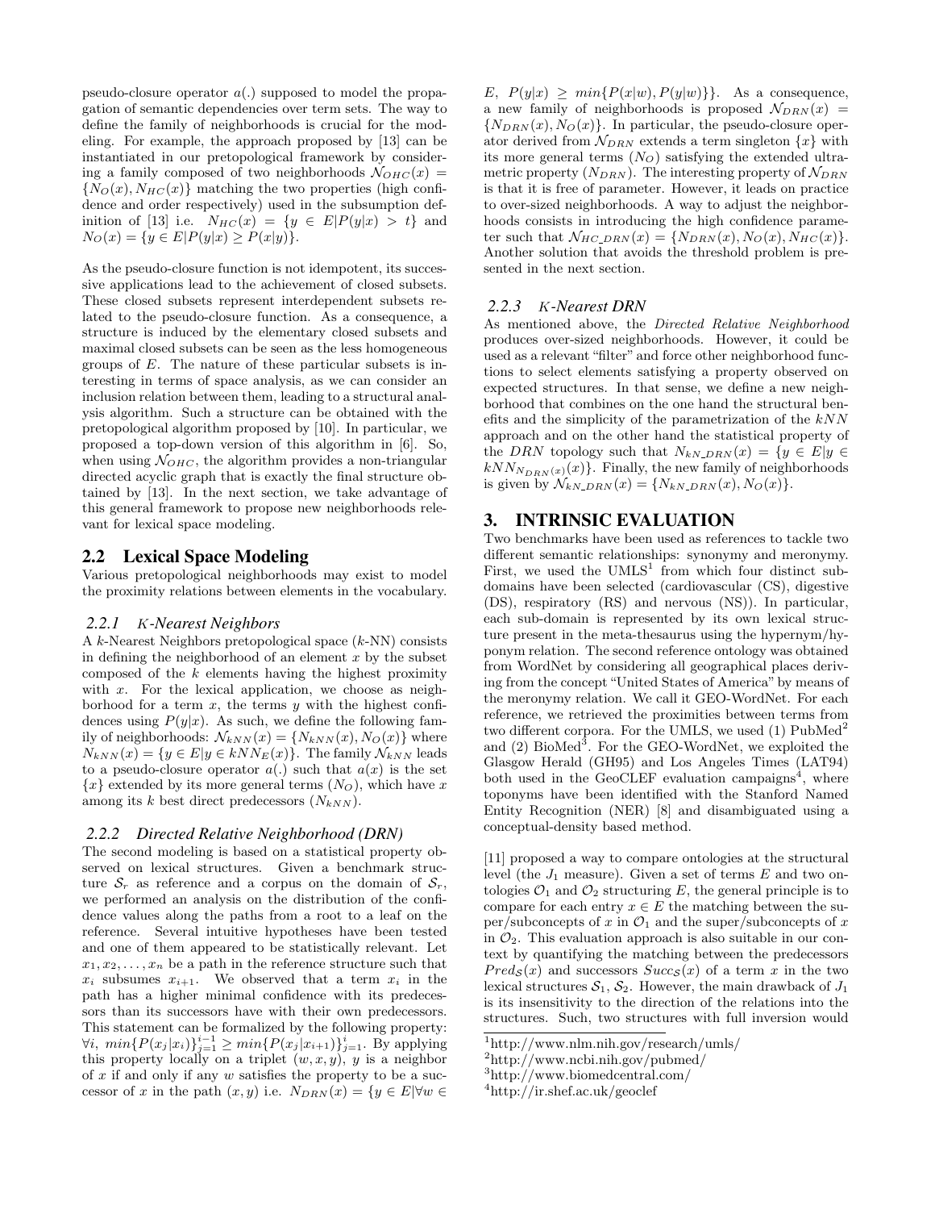pseudo-closure operator $a(.)$ supposed to model the propagation of semantic dependencies over term sets. The way to define the family of neighborhoods is crucial for the modeling. For example, the approach proposed by [13] can be instantiated in our pretopological framework by considering a family composed of two neighborhoods $\mathcal{N}_{OHC}(x) = \{N_O(x), N_{HC}(x)\}$ matching the two properties (high confidence and order respectively) used in the subsumption definition of [13] i.e. $N_{HC}(x) = \{y \in E|P(y|x) > t\}$ and $N_O(x) = \{y \in E|P(y|x) \geq P(x|y)\}$.

As the pseudo-closure function is not idempotent, its successive applications lead to the achievement of closed subsets. These closed subsets represent interdependent subsets related to the pseudo-closure function. As a consequence, a structure is induced by the elementary closed subsets and maximal closed subsets can be seen as the less homogeneous groups of $E$. The nature of these particular subsets is interesting in terms of space analysis, as we can consider an inclusion relation between them, leading to a structural analysis algorithm. Such a structure can be obtained with the pretopological algorithm proposed by [10]. In particular, we proposed a top-down version of this algorithm in [6]. So, when using $\mathcal{N}_{OHC}$, the algorithm provides a non-triangular directed acyclic graph that is exactly the final structure obtained by [13]. In the next section, we take advantage of this general framework to propose new neighborhoods relevant for lexical space modeling.

## 2.2 Lexical Space Modeling

Various pretopological neighborhoods may exist to model the proximity relations between elements in the vocabulary.

### 2.2.1 *K-Nearest Neighbors*

A $k$-Nearest Neighbors pretopological space ($k$-NN) consists in defining the neighborhood of an element $x$ by the subset composed of the $k$ elements having the highest proximity with $x$. For the lexical application, we choose as neighborhood for a term $x$, the terms $y$ with the highest confidences using $P(y|x)$. As such, we define the following family of neighborhoods: $\mathcal{N}_{kNN}(x) = \{N_{kNN}(x), N_O(x)\}$ where $N_{kNN}(x) = \{y \in E|y \in kNN_E(x)\}$. The family $\mathcal{N}_{kNN}$ leads to a pseudo-closure operator $a(.)$ such that $a(x)$ is the set $\{x\}$ extended by its more general terms ($N_O$), which have $x$ among its $k$ best direct predecessors ($N_{kNN}$).

### 2.2.2 *Directed Relative Neighborhood (DRN)*

The second modeling is based on a statistical property observed on lexical structures. Given a benchmark structure $\mathcal{S}_r$ as reference and a corpus on the domain of $\mathcal{S}_r$, we performed an analysis on the distribution of the confidence values along the paths from a root to a leaf on the reference. Several intuitive hypotheses have been tested and one of them appeared to be statistically relevant. Let $x_1, x_2, \ldots, x_n$ be a path in the reference structure such that $x_i$ subsumes $x_{i+1}$. We observed that a term $x_i$ in the path has a higher minimal confidence with its predecessors than its successors have with their own predecessors. This statement can be formalized by the following property: $\forall i,\ min\{P(x_j|x_i)\}_{j=1}^{i-1} \geq min\{P(x_j|x_{i+1})\}_{j=1}^{i}$. By applying this property locally on a triplet $(w, x, y)$, $y$ is a neighbor of $x$ if and only if any $w$ satisfies the property to be a successor of $x$ in the path $(x, y)$ i.e. $N_{DRN}(x) = \{y \in E|\forall w \in E,\ P(y|x) \geq min\{P(x|w), P(y|w)\}\}$. As a consequence, a new family of neighborhoods is proposed $\mathcal{N}_{DRN}(x) = \{N_{DRN}(x), N_O(x)\}$. In particular, the pseudo-closure operator derived from $\mathcal{N}_{DRN}$ extends a term singleton $\{x\}$ with its more general terms ($N_O$) satisfying the extended ultrametric property ($N_{DRN}$). The interesting property of $\mathcal{N}_{DRN}$ is that it is free of parameter. However, it leads on practice to over-sized neighborhoods. A way to adjust the neighborhoods consists in introducing the high confidence parameter such that $\mathcal{N}_{HC\_DRN}(x) = \{N_{DRN}(x), N_O(x), N_{HC}(x)\}$. Another solution that avoids the threshold problem is presented in the next section.

### 2.2.3 *K-Nearest DRN*

As mentioned above, the *Directed Relative Neighborhood* produces over-sized neighborhoods. However, it could be used as a relevant "filter" and force other neighborhood functions to select elements satisfying a property observed on expected structures. In that sense, we define a new neighborhood that combines on the one hand the structural benefits and the simplicity of the parametrization of the $kNN$ approach and on the other hand the statistical property of the *DRN* topology such that $N_{kN\_DRN}(x) = \{y \in E|y \in kNN_{N_{DRN}(x)}(x)\}$. Finally, the new family of neighborhoods is given by $\mathcal{N}_{kN\_DRN}(x) = \{N_{kN\_DRN}(x), N_O(x)\}$.

# 3. INTRINSIC EVALUATION

Two benchmarks have been used as references to tackle two different semantic relationships: synonymy and meronymy. First, we used the UMLS[1] from which four distinct subdomains have been selected (cardiovascular (CS), digestive (DS), respiratory (RS) and nervous (NS)). In particular, each sub-domain is represented by its own lexical structure present in the meta-thesaurus using the hypernym/hyponym relation. The second reference ontology was obtained from WordNet by considering all geographical places deriving from the concept "United States of America" by means of the meronymy relation. We call it GEO-WordNet. For each reference, we retrieved the proximities between terms from two different corpora. For the UMLS, we used (1) PubMed[2] and (2) BioMed[3]. For the GEO-WordNet, we exploited the Glasgow Herald (GH95) and Los Angeles Times (LAT94) both used in the GeoCLEF evaluation campaigns[4], where toponyms have been identified with the Stanford Named Entity Recognition (NER) [8] and disambiguated using a conceptual-density based method.

[11] proposed a way to compare ontologies at the structural level (the $J_1$ measure). Given a set of terms $E$ and two ontologies $\mathcal{O}_1$ and $\mathcal{O}_2$ structuring $E$, the general principle is to compare for each entry $x \in E$ the matching between the super/subconcepts of $x$ in $\mathcal{O}_1$ and the super/subconcepts of $x$ in $\mathcal{O}_2$. This evaluation approach is also suitable in our context by quantifying the matching between the predecessors $Pred_{\mathcal{S}}(x)$ and successors $Succ_{\mathcal{S}}(x)$ of a term $x$ in the two lexical structures $\mathcal{S}_1$, $\mathcal{S}_2$. However, the main drawback of $J_1$ is its insensitivity to the direction of the relations into the structures. Such, two structures with full inversion would

[1] http://www.nlm.nih.gov/research/umls/
[2] http://www.ncbi.nih.gov/pubmed/
[3] http://www.biomedcentral.com/
[4] http://ir.shef.ac.uk/geoclef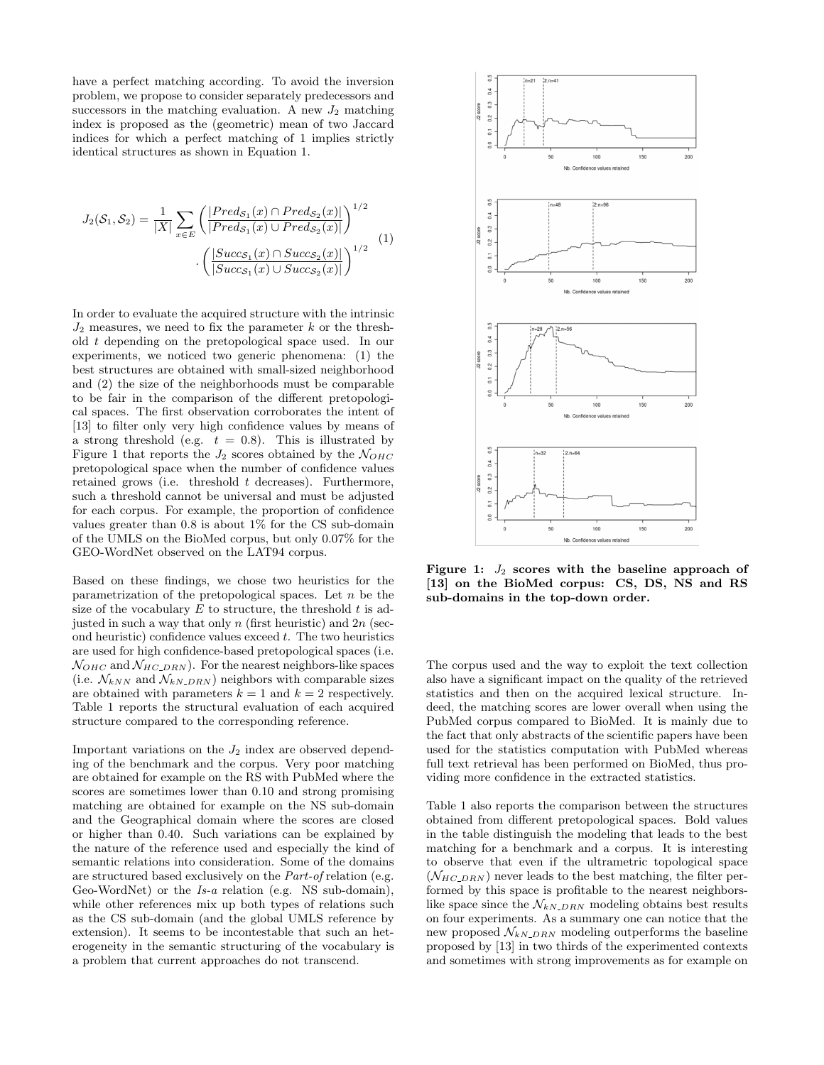have a perfect matching according. To avoid the inversion problem, we propose to consider separately predecessors and successors in the matching evaluation. A new $J_2$ matching index is proposed as the (geometric) mean of two Jaccard indices for which a perfect matching of 1 implies strictly identical structures as shown in Equation 1.

$$J_2(\mathcal{S}_1, \mathcal{S}_2) = \frac{1}{|X|} \sum_{x \in E} \left( \frac{|Pred_{\mathcal{S}_1}(x) \cap Pred_{\mathcal{S}_2}(x)|}{|Pred_{\mathcal{S}_1}(x) \cup Pred_{\mathcal{S}_2}(x)|} \right)^{1/2} \cdot \left( \frac{|Succ_{\mathcal{S}_1}(x) \cap Succ_{\mathcal{S}_2}(x)|}{|Succ_{\mathcal{S}_1}(x) \cup Succ_{\mathcal{S}_2}(x)|} \right)^{1/2} \quad (1)$$

In order to evaluate the acquired structure with the intrinsic $J_2$ measures, we need to fix the parameter $k$ or the threshold $t$ depending on the pretopological space used. In our experiments, we noticed two generic phenomena: (1) the best structures are obtained with small-sized neighborhood and (2) the size of the neighborhoods must be comparable to be fair in the comparison of the different pretopological spaces. The first observation corroborates the intent of [13] to filter only very high confidence values by means of a strong threshold (e.g. $t = 0.8$). This is illustrated by Figure 1 that reports the $J_2$ scores obtained by the $\mathcal{N}_{OHC}$ pretopological space when the number of confidence values retained grows (i.e. threshold $t$ decreases). Furthermore, such a threshold cannot be universal and must be adjusted for each corpus. For example, the proportion of confidence values greater than 0.8 is about 1% for the CS sub-domain of the UMLS on the BioMed corpus, but only 0.07% for the GEO-WordNet observed on the LAT94 corpus.

Based on these findings, we chose two heuristics for the parametrization of the pretopological spaces. Let $n$ be the size of the vocabulary $E$ to structure, the threshold $t$ is adjusted in such a way that only $n$ (first heuristic) and $2n$ (second heuristic) confidence values exceed $t$. The two heuristics are used for high confidence-based pretopological spaces (i.e. $\mathcal{N}_{OHC}$ and $\mathcal{N}_{HC\_DRN}$). For the nearest neighbors-like spaces (i.e. $\mathcal{N}_{kNN}$ and $\mathcal{N}_{kN\_DRN}$) neighbors with comparable sizes are obtained with parameters $k = 1$ and $k = 2$ respectively. Table 1 reports the structural evaluation of each acquired structure compared to the corresponding reference.

Important variations on the $J_2$ index are observed depending of the benchmark and the corpus. Very poor matching are obtained for example on the RS with PubMed where the scores are sometimes lower than 0.10 and strong promising matching are obtained for example on the NS sub-domain and the Geographical domain where the scores are closed or higher than 0.40. Such variations can be explained by the nature of the reference used and especially the kind of semantic relations into consideration. Some of the domains are structured based exclusively on the *Part-of* relation (e.g. Geo-WordNet) or the *Is-a* relation (e.g. NS sub-domain), while other references mix up both types of relations such as the CS sub-domain (and the global UMLS reference by extension). It seems to be incontestable that such an heterogeneity in the semantic structuring of the vocabulary is a problem that current approaches do not transcend.

**Figure 1: $J_2$ scores with the baseline approach of [13] on the BioMed corpus: CS, DS, NS and RS sub-domains in the top-down order.**

The corpus used and the way to exploit the text collection also have a significant impact on the quality of the retrieved statistics and then on the acquired lexical structure. Indeed, the matching scores are lower overall when using the PubMed corpus compared to BioMed. It is mainly due to the fact that only abstracts of the scientific papers have been used for the statistics computation with PubMed whereas full text retrieval has been performed on BioMed, thus providing more confidence in the extracted statistics.

Table 1 also reports the comparison between the structures obtained from different pretopological spaces. Bold values in the table distinguish the modeling that leads to the best matching for a benchmark and a corpus. It is interesting to observe that even if the ultrametric topological space ($\mathcal{N}_{HC\_DRN}$) never leads to the best matching, the filter performed by this space is profitable to the nearest neighbors-like space since the $\mathcal{N}_{kN\_DRN}$ modeling obtains best results on four experiments. As a summary one can notice that the new proposed $\mathcal{N}_{kN\_DRN}$ modeling outperforms the baseline proposed by [13] in two thirds of the experimented contexts and sometimes with strong improvements as for example on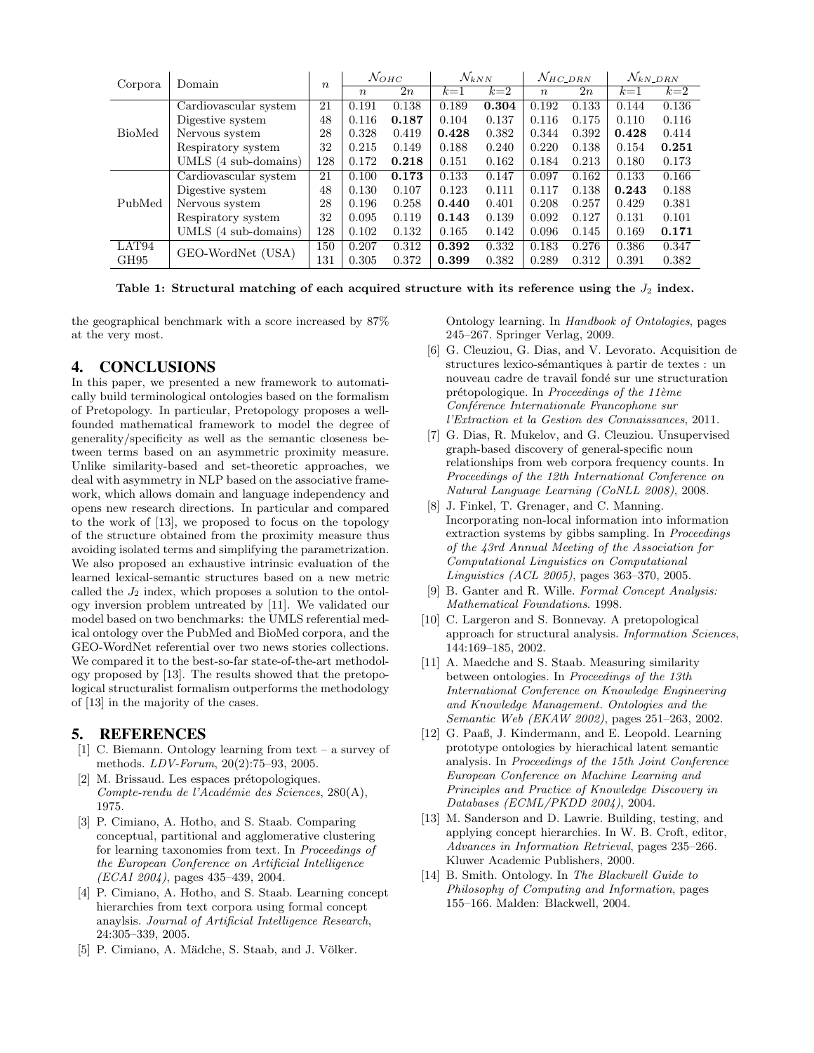| Corpora | Domain | $n$ | $\mathcal{N}_{OHC}$ | | $\mathcal{N}_{kNN}$ | | $\mathcal{N}_{HC\_DRN}$ | | $\mathcal{N}_{kN\_DRN}$ | |
|---|---|---|---|---|---|---|---|---|---|---|
| | | | $n$ | $2n$ | $k$=1 | $k$=2 | $n$ | $2n$ | $k$=1 | $k$=2 |
| BioMed | Cardiovascular system | 21 | 0.191 | 0.138 | 0.189 | **0.304** | 0.192 | 0.133 | 0.144 | 0.136 |
| | Digestive system | 48 | 0.116 | **0.187** | 0.104 | 0.137 | 0.116 | 0.175 | 0.110 | 0.116 |
| | Nervous system | 28 | 0.328 | 0.419 | **0.428** | 0.382 | 0.344 | 0.392 | **0.428** | 0.414 |
| | Respiratory system | 32 | 0.215 | 0.149 | 0.188 | 0.240 | 0.220 | 0.138 | 0.154 | **0.251** |
| | UMLS (4 sub-domains) | 128 | 0.172 | **0.218** | 0.151 | 0.162 | 0.184 | 0.213 | 0.180 | 0.173 |
| PubMed | Cardiovascular system | 21 | 0.100 | **0.173** | 0.133 | 0.147 | 0.097 | 0.162 | 0.133 | 0.166 |
| | Digestive system | 48 | 0.130 | 0.107 | 0.123 | 0.111 | 0.117 | 0.138 | **0.243** | 0.188 |
| | Nervous system | 28 | 0.196 | 0.258 | **0.440** | 0.401 | 0.208 | 0.257 | 0.429 | 0.381 |
| | Respiratory system | 32 | 0.095 | 0.119 | **0.143** | 0.139 | 0.092 | 0.127 | 0.131 | 0.101 |
| | UMLS (4 sub-domains) | 128 | 0.102 | 0.132 | 0.165 | 0.142 | 0.096 | 0.145 | 0.169 | **0.171** |
| LAT94 | GEO-WordNet (USA) | 150 | 0.207 | 0.312 | **0.392** | 0.332 | 0.183 | 0.276 | 0.386 | 0.347 |
| GH95 | | 131 | 0.305 | 0.372 | **0.399** | 0.382 | 0.289 | 0.312 | 0.391 | 0.382 |

**Table 1: Structural matching of each acquired structure with its reference using the $J_2$ index.**

the geographical benchmark with a score increased by 87% at the very most.

## 4. CONCLUSIONS

In this paper, we presented a new framework to automatically build terminological ontologies based on the formalism of Pretopology. In particular, Pretopology proposes a well-founded mathematical framework to model the degree of generality/specificity as well as the semantic closeness between terms based on an asymmetric proximity measure. Unlike similarity-based and set-theoretic approaches, we deal with asymmetry in NLP based on the associative framework, which allows domain and language independency and opens new research directions. In particular and compared to the work of [13], we proposed to focus on the topology of the structure obtained from the proximity measure thus avoiding isolated terms and simplifying the parametrization. We also proposed an exhaustive intrinsic evaluation of the learned lexical-semantic structures based on a new metric called the $J_2$ index, which proposes a solution to the ontology inversion problem untreated by [11]. We validated our model based on two benchmarks: the UMLS referential medical ontology over the PubMed and BioMed corpora, and the GEO-WordNet referential over two news stories collections. We compared it to the best-so-far state-of-the-art methodology proposed by [13]. The results showed that the pretopological structuralist formalism outperforms the methodology of [13] in the majority of the cases.

## 5. REFERENCES

[1] C. Biemann. Ontology learning from text – a survey of methods. *LDV-Forum*, 20(2):75–93, 2005.

[2] M. Brissaud. Les espaces prétopologiques. *Compte-rendu de l'Académie des Sciences*, 280(A), 1975.

[3] P. Cimiano, A. Hotho, and S. Staab. Comparing conceptual, partitional and agglomerative clustering for learning taxonomies from text. In *Proceedings of the European Conference on Artificial Intelligence (ECAI 2004)*, pages 435–439, 2004.

[4] P. Cimiano, A. Hotho, and S. Staab. Learning concept hierarchies from text corpora using formal concept anaylsis. *Journal of Artificial Intelligence Research*, 24:305–339, 2005.

[5] P. Cimiano, A. Mädche, S. Staab, and J. Völker. Ontology learning. In *Handbook of Ontologies*, pages 245–267. Springer Verlag, 2009.

[6] G. Cleuziou, G. Dias, and V. Levorato. Acquisition de structures lexico-sémantiques à partir de textes : un nouveau cadre de travail fondé sur une structuration prétopologique. In *Proceedings of the 11ème Conférence Internationale Francophone sur l'Extraction et la Gestion des Connaissances*, 2011.

[7] G. Dias, R. Mukelov, and G. Cleuziou. Unsupervised graph-based discovery of general-specific noun relationships from web corpora frequency counts. In *Proceedings of the 12th International Conference on Natural Language Learning (CoNLL 2008)*, 2008.

[8] J. Finkel, T. Grenager, and C. Manning. Incorporating non-local information into information extraction systems by gibbs sampling. In *Proceedings of the 43rd Annual Meeting of the Association for Computational Linguistics on Computational Linguistics (ACL 2005)*, pages 363–370, 2005.

[9] B. Ganter and R. Wille. *Formal Concept Analysis: Mathematical Foundations*. 1998.

[10] C. Largeron and S. Bonnevay. A pretopological approach for structural analysis. *Information Sciences*, 144:169–185, 2002.

[11] A. Maedche and S. Staab. Measuring similarity between ontologies. In *Proceedings of the 13th International Conference on Knowledge Engineering and Knowledge Management. Ontologies and the Semantic Web (EKAW 2002)*, pages 251–263, 2002.

[12] G. Paaß, J. Kindermann, and E. Leopold. Learning prototype ontologies by hierachical latent semantic analysis. In *Proceedings of the 15th Joint Conference European Conference on Machine Learning and Principles and Practice of Knowledge Discovery in Databases (ECML/PKDD 2004)*, 2004.

[13] M. Sanderson and D. Lawrie. Building, testing, and applying concept hierarchies. In W. B. Croft, editor, *Advances in Information Retrieval*, pages 235–266. Kluwer Academic Publishers, 2000.

[14] B. Smith. Ontology. In *The Blackwell Guide to Philosophy of Computing and Information*, pages 155–166. Malden: Blackwell, 2004.